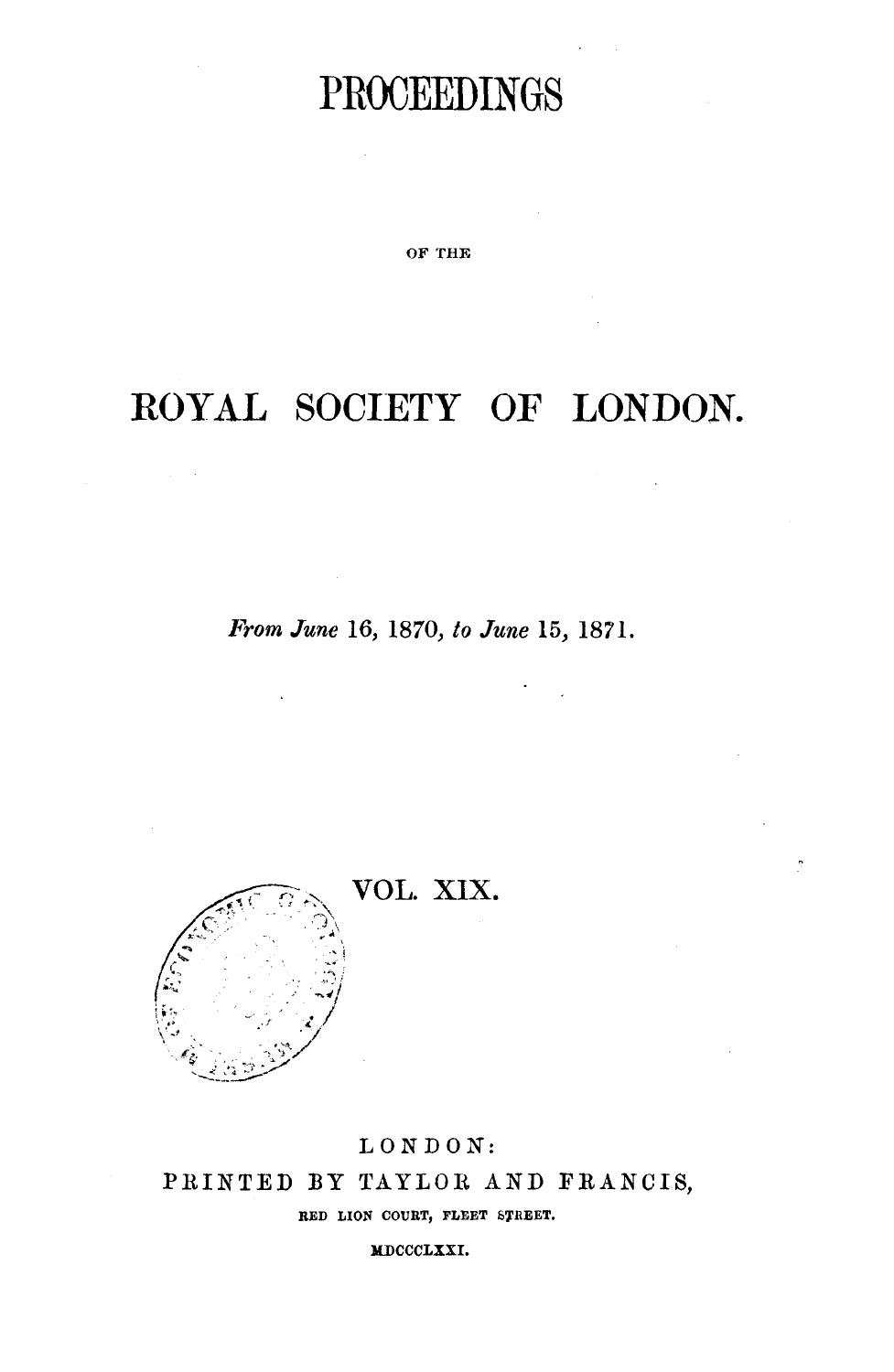# PROCEEDINGS

OF THE

# ROYAL SOCIETY OF LONDON.

*From June* 16, 1870, *to June* 15, 1871.

VOL. XIX.

LONDON:

PRINTED BY TAYLOR AND FRANCIS,

RED LION COURT, FLEET STREET.

MDCCCLXXI.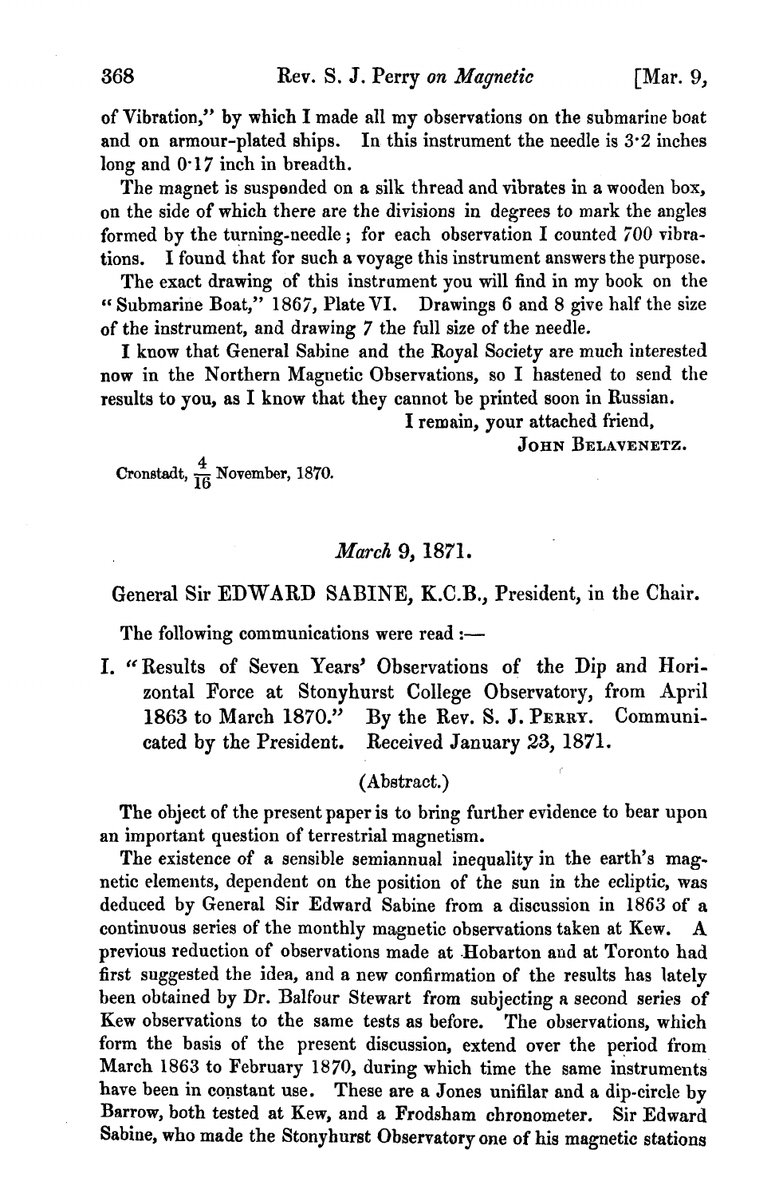of Vibration," by which I made all my observations on the submarine boat and on armour-plated ships. In this instrument the needle is 3·2 inches long and 0·17 inch in breadth.

The magnet is suspended on a silk thread and vibrates in a wooden box, on the side of which there are the divisions in degrees to mark the angles formed by the turning-needle; for each observation I counted 700 vibrations. I found that for such a voyage this instrument answers the purpose.

The exact drawing of this instrument you will find in my book on the "Submarine Boat," 1867, Plate VI. Drawings 6 and 8 give half the size of the instrument, and drawing 7 the full size of the needle.

I know that General Sabine and the Royal Society are much interested now in the Northern Magnetic Observations, so I hastened to send the results to you, as I know that they cannot be printed soon in Russian.

I remain, your attached friend,

JOHN BELAVENETZ.

Cronstadt, $\frac{4}{16}$ November, 1870.

*March* 9, 1871.

General Sir EDWARD SABINE, K.C.B., President, in the Chair.

The following communications were read :—

I. "Results of Seven Years' Observations of the Dip and Horizontal Force at Stonyhurst College Observatory, from April 1863 to March 1870." By the Rev. S. J. PERRY. Communicated by the President. Received January 23, 1871.

(Abstract.)

The object of the present paper is to bring further evidence to bear upon an important question of terrestrial magnetism.

The existence of a sensible semiannual inequality in the earth's magnetic elements, dependent on the position of the sun in the ecliptic, was deduced by General Sir Edward Sabine from a discussion in 1863 of a continuous series of the monthly magnetic observations taken at Kew. A previous reduction of observations made at Hobarton and at Toronto had first suggested the idea, and a new confirmation of the results has lately been obtained by Dr. Balfour Stewart from subjecting a second series of Kew observations to the same tests as before. The observations, which form the basis of the present discussion, extend over the period from March 1863 to February 1870, during which time the same instruments have been in constant use. These are a Jones unifilar and a dip-circle by Barrow, both tested at Kew, and a Frodsham chronometer. Sir Edward Sabine, who made the Stonyhurst Observatory one of his magnetic stations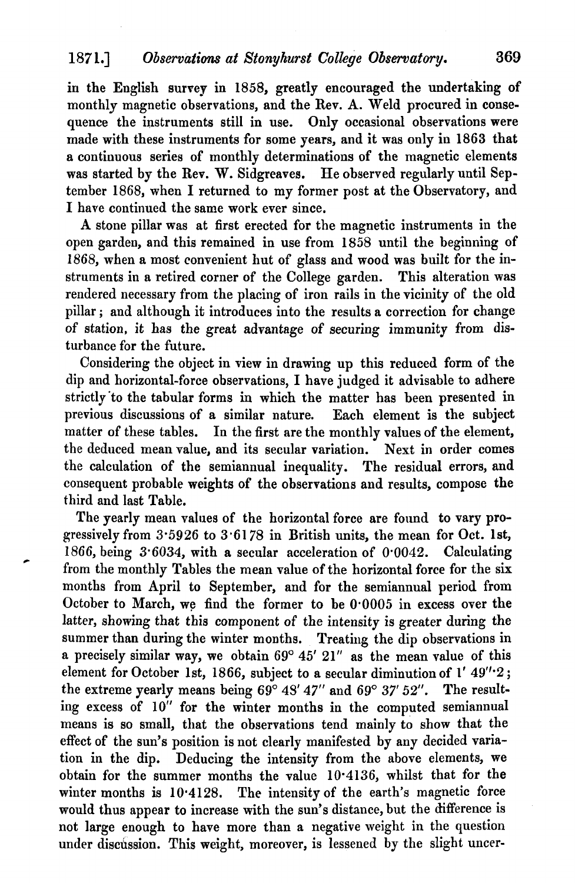in the English survey in 1858, greatly encouraged the undertaking of monthly magnetic observations, and the Rev. A. Weld procured in consequence the instruments still in use. Only occasional observations were made with these instruments for some years, and it was only in 1863 that a continuous series of monthly determinations of the magnetic elements was started by the Rev. W. Sidgreaves. He observed regularly until September 1868, when I returned to my former post at the Observatory, and I have continued the same work ever since.

A stone pillar was at first erected for the magnetic instruments in the open garden, and this remained in use from 1858 until the beginning of 1868, when a most convenient hut of glass and wood was built for the instruments in a retired corner of the College garden. This alteration was rendered necessary from the placing of iron rails in the vicinity of the old pillar; and although it introduces into the results a correction for change of station, it has the great advantage of securing immunity from disturbance for the future.

Considering the object in view in drawing up this reduced form of the dip and horizontal-force observations, I have judged it advisable to adhere strictly to the tabular forms in which the matter has been presented in previous discussions of a similar nature. Each element is the subject matter of these tables. In the first are the monthly values of the element, the deduced mean value, and its secular variation. Next in order comes the calculation of the semiannual inequality. The residual errors, and consequent probable weights of the observations and results, compose the third and last Table.

The yearly mean values of the horizontal force are found to vary progressively from 3·5926 to 3·6178 in British units, the mean for Oct. 1st, 1866, being 3·6034, with a secular acceleration of 0·0042. Calculating from the monthly Tables the mean value of the horizontal force for the six months from April to September, and for the semiannual period from October to March, we find the former to be 0·0005 in excess over the latter, showing that this component of the intensity is greater during the summer than during the winter months. Treating the dip observations in a precisely similar way, we obtain 69° 45′ 21″ as the mean value of this element for October 1st, 1866, subject to a secular diminution of 1′ 49″·2; the extreme yearly means being 69° 48′ 47″ and 69° 37′ 52″. The resulting excess of 10″ for the winter months in the computed semiannual means is so small, that the observations tend mainly to show that the effect of the sun's position is not clearly manifested by any decided variation in the dip. Deducing the intensity from the above elements, we obtain for the summer months the value 10·4136, whilst that for the winter months is 10·4128. The intensity of the earth's magnetic force would thus appear to increase with the sun's distance, but the difference is not large enough to have more than a negative weight in the question under discussion. This weight, moreover, is lessened by the slight uncer-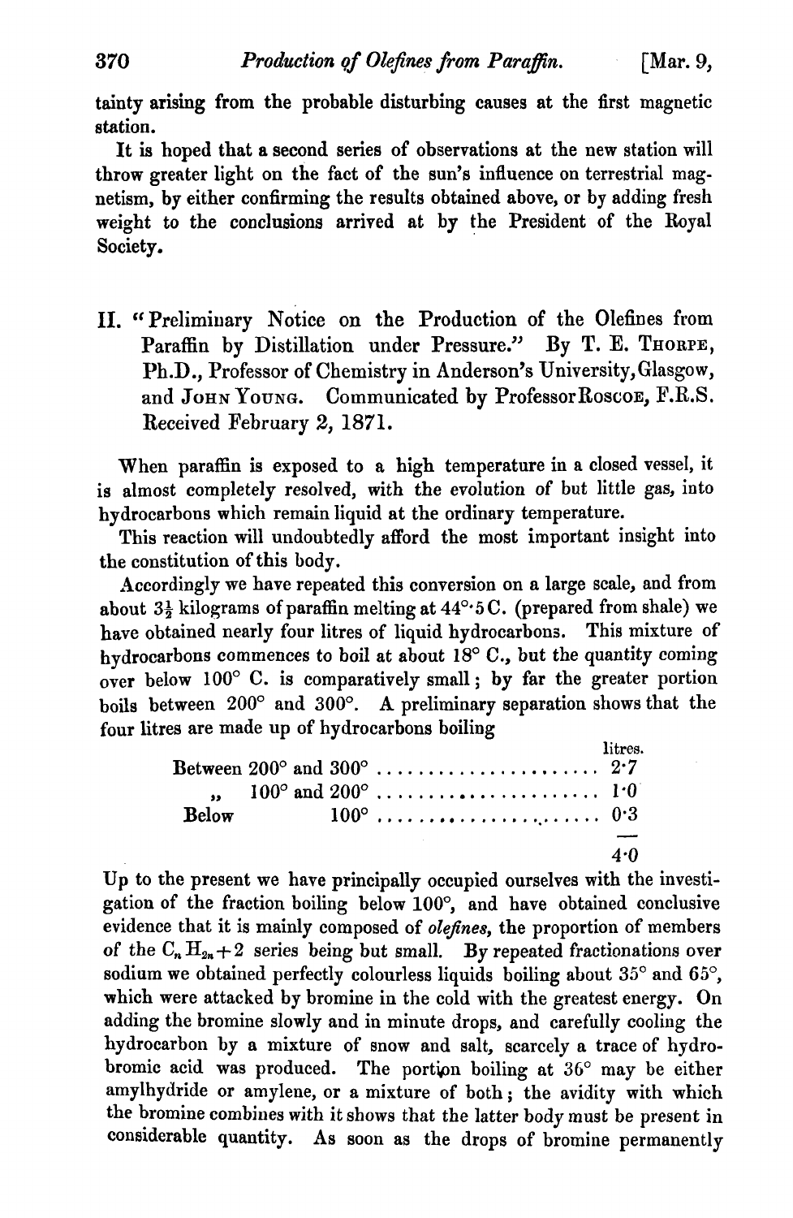tainty arising from the probable disturbing causes at the first magnetic station.

It is hoped that a second series of observations at the new station will throw greater light on the fact of the sun's influence on terrestrial magnetism, by either confirming the results obtained above, or by adding fresh weight to the conclusions arrived at by the President of the Royal Society.

## II. "Preliminary Notice on the Production of the Olefines from Paraffin by Distillation under Pressure." By T. E. THORPE, Ph.D., Professor of Chemistry in Anderson's University, Glasgow, and JOHN YOUNG. Communicated by Professor ROSCOE, F.R.S. Received February 2, 1871.

When paraffin is exposed to a high temperature in a closed vessel, it is almost completely resolved, with the evolution of but little gas, into hydrocarbons which remain liquid at the ordinary temperature.

This reaction will undoubtedly afford the most important insight into the constitution of this body.

Accordingly we have repeated this conversion on a large scale, and from about $3\frac{1}{2}$ kilograms of paraffin melting at 44°·5 C. (prepared from shale) we have obtained nearly four litres of liquid hydrocarbons. This mixture of hydrocarbons commences to boil at about 18° C., but the quantity coming over below 100° C. is comparatively small; by far the greater portion boils between 200° and 300°. A preliminary separation shows that the four litres are made up of hydrocarbons boiling

| | litres. |
|---|---|
| Between 200° and 300° | 2·7 |
| „ 100° and 200° | 1·0 |
| Below 100° | 0·3 |
| | 4·0 |

Up to the present we have principally occupied ourselves with the investigation of the fraction boiling below 100°, and have obtained conclusive evidence that it is mainly composed of *olefines*, the proportion of members of the $C_n H_{2n}+2$ series being but small. By repeated fractionations over sodium we obtained perfectly colourless liquids boiling about 35° and 65°, which were attacked by bromine in the cold with the greatest energy. On adding the bromine slowly and in minute drops, and carefully cooling the hydrocarbon by a mixture of snow and salt, scarcely a trace of hydrobromic acid was produced. The portion boiling at 36° may be either amylhydride or amylene, or a mixture of both; the avidity with which the bromine combines with it shows that the latter body must be present in considerable quantity. As soon as the drops of bromine permanently